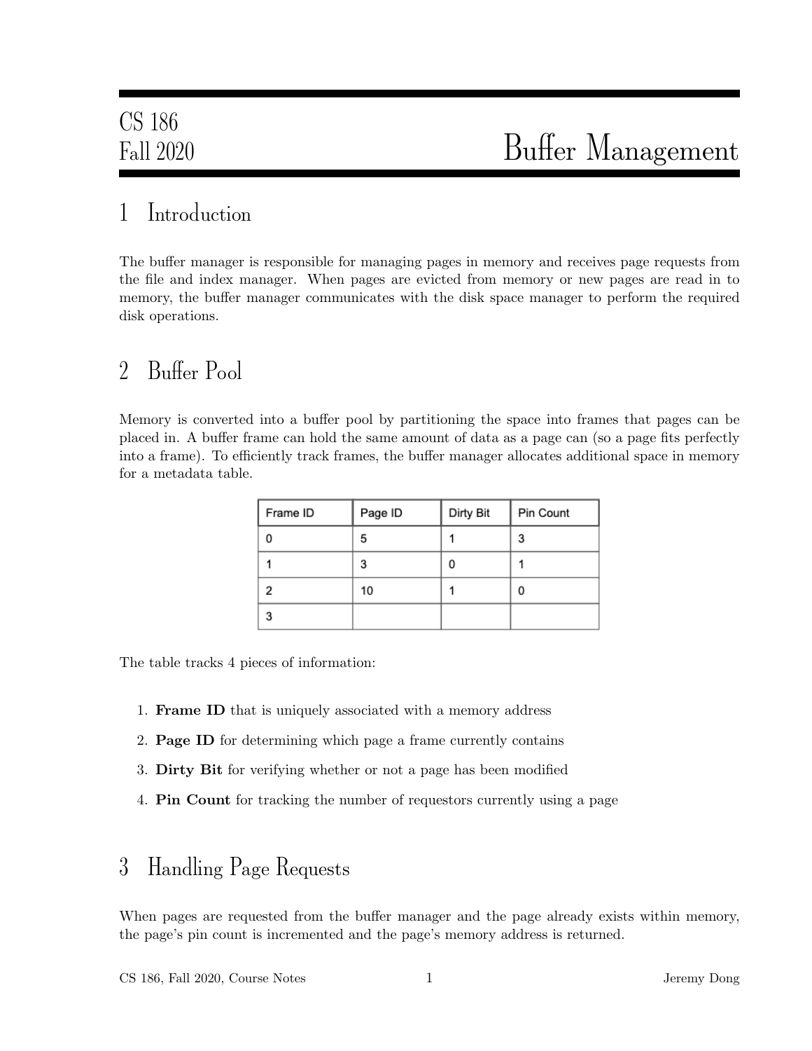# CS 186 Fall 2020 — Buffer Management

## 1 Introduction

The buffer manager is responsible for managing pages in memory and receives page requests from the file and index manager. When pages are evicted from memory or new pages are read in to memory, the buffer manager communicates with the disk space manager to perform the required disk operations.

## 2 Buffer Pool

Memory is converted into a buffer pool by partitioning the space into frames that pages can be placed in. A buffer frame can hold the same amount of data as a page can (so a page fits perfectly into a frame). To efficiently track frames, the buffer manager allocates additional space in memory for a metadata table.

| Frame ID | Page ID | Dirty Bit | Pin Count |
|---|---|---|---|
| 0 | 5 | 1 | 3 |
| 1 | 3 | 0 | 1 |
| 2 | 10 | 1 | 0 |
| 3 | | | |

The table tracks 4 pieces of information:

1. **Frame ID** that is uniquely associated with a memory address
2. **Page ID** for determining which page a frame currently contains
3. **Dirty Bit** for verifying whether or not a page has been modified
4. **Pin Count** for tracking the number of requestors currently using a page

## 3 Handling Page Requests

When pages are requested from the buffer manager and the page already exists within memory, the page's pin count is incremented and the page's memory address is returned.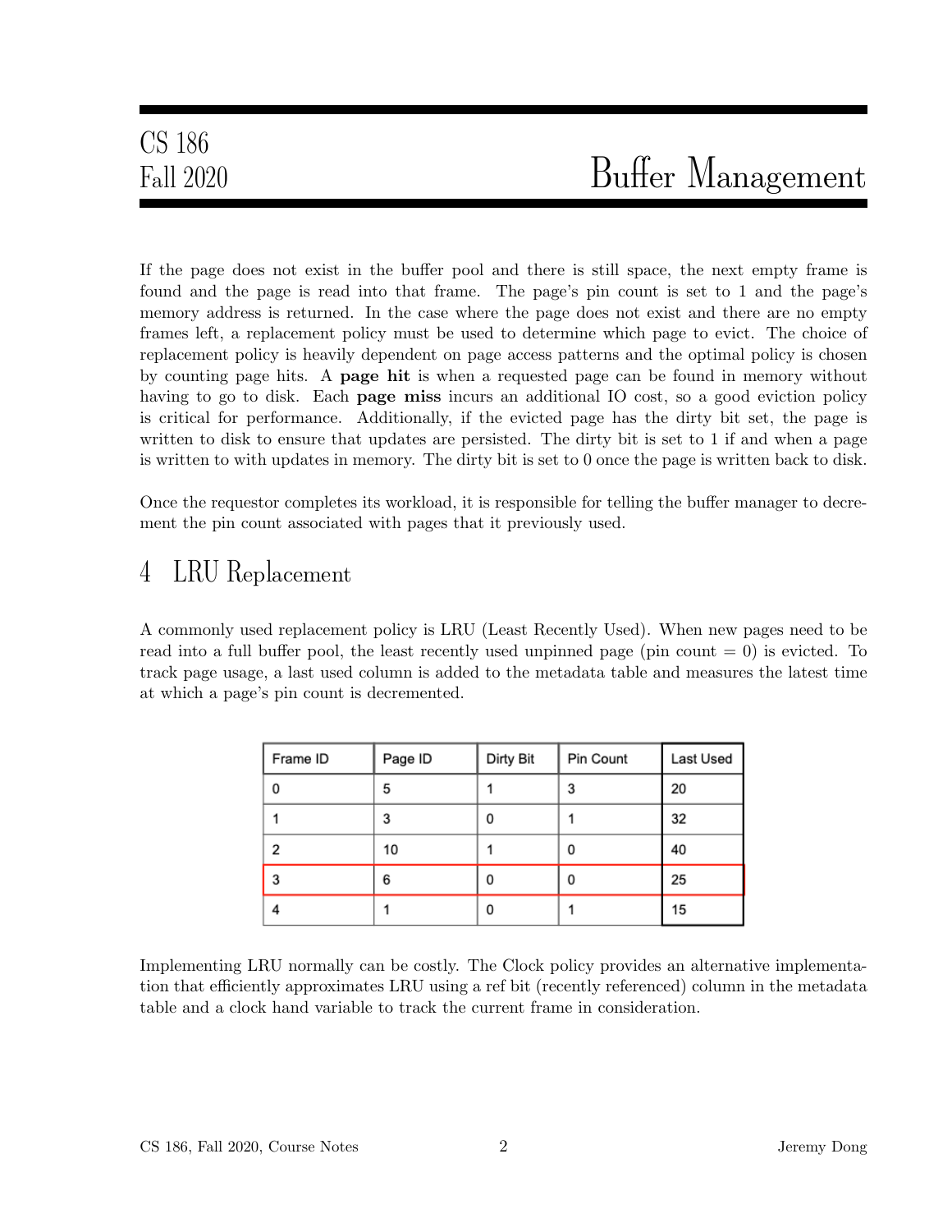If the page does not exist in the buffer pool and there is still space, the next empty frame is found and the page is read into that frame. The page's pin count is set to 1 and the page's memory address is returned. In the case where the page does not exist and there are no empty frames left, a replacement policy must be used to determine which page to evict. The choice of replacement policy is heavily dependent on page access patterns and the optimal policy is chosen by counting page hits. A **page hit** is when a requested page can be found in memory without having to go to disk. Each **page miss** incurs an additional IO cost, so a good eviction policy is critical for performance. Additionally, if the evicted page has the dirty bit set, the page is written to disk to ensure that updates are persisted. The dirty bit is set to 1 if and when a page is written to with updates in memory. The dirty bit is set to 0 once the page is written back to disk.

Once the requestor completes its workload, it is responsible for telling the buffer manager to decrement the pin count associated with pages that it previously used.

# 4 LRU Replacement

A commonly used replacement policy is LRU (Least Recently Used). When new pages need to be read into a full buffer pool, the least recently used unpinned page (pin count = 0) is evicted. To track page usage, a last used column is added to the metadata table and measures the latest time at which a page's pin count is decremented.

| Frame ID | Page ID | Dirty Bit | Pin Count | Last Used |
|---|---|---|---|---|
| 0 | 5 | 1 | 3 | 20 |
| 1 | 3 | 0 | 1 | 32 |
| 2 | 10 | 1 | 0 | 40 |
| 3 | 6 | 0 | 0 | 25 |
| 4 | 1 | 0 | 1 | 15 |

Implementing LRU normally can be costly. The Clock policy provides an alternative implementation that efficiently approximates LRU using a ref bit (recently referenced) column in the metadata table and a clock hand variable to track the current frame in consideration.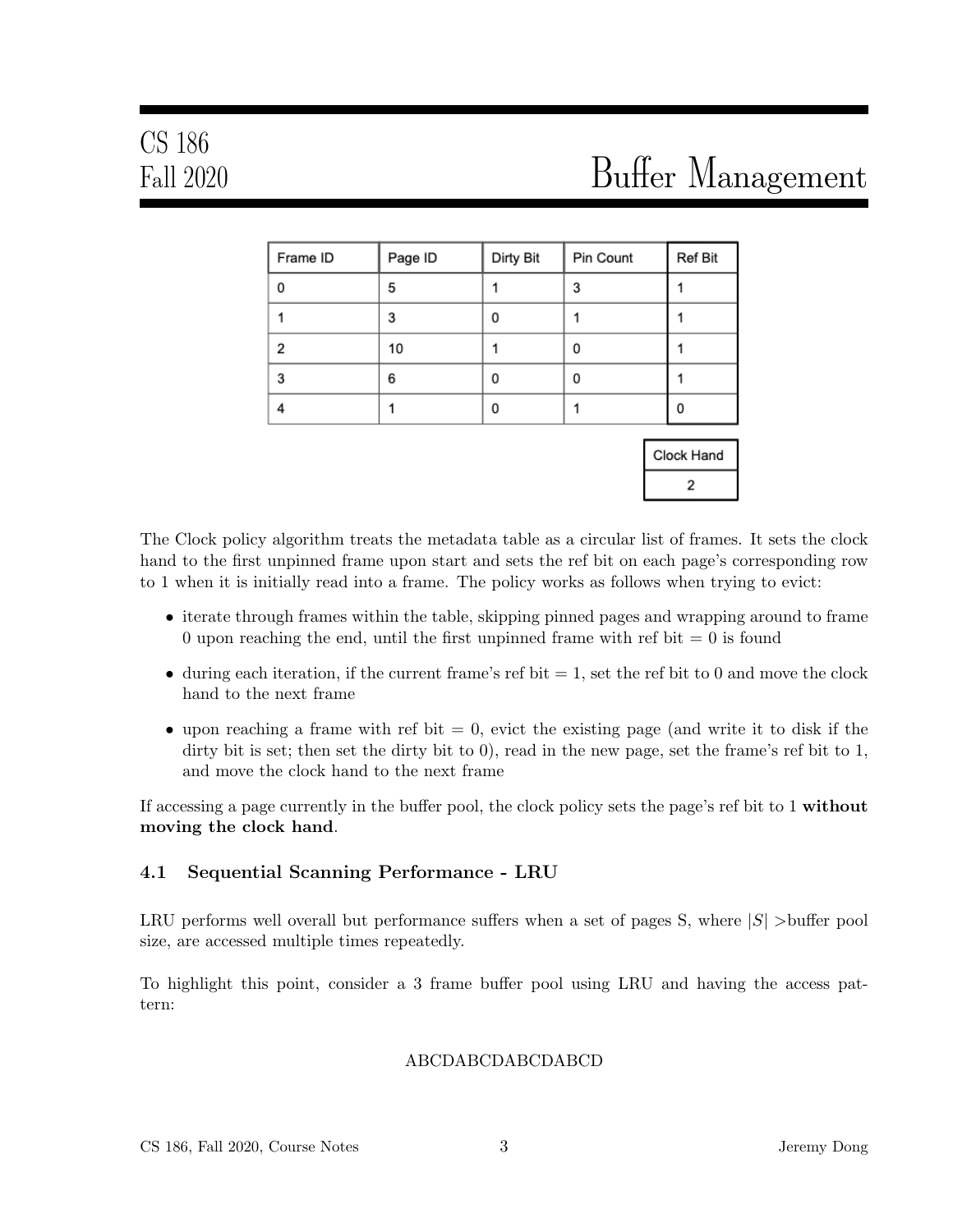| Frame ID | Page ID | Dirty Bit | Pin Count | Ref Bit |
|---|---|---|---|---|
| 0 | 5 | 1 | 3 | 1 |
| 1 | 3 | 0 | 1 | 1 |
| 2 | 10 | 1 | 0 | 1 |
| 3 | 6 | 0 | 0 | 1 |
| 4 | 1 | 0 | 1 | 0 |

| Clock Hand |
|---|
| 2 |

The Clock policy algorithm treats the metadata table as a circular list of frames. It sets the clock hand to the first unpinned frame upon start and sets the ref bit on each page's corresponding row to 1 when it is initially read into a frame. The policy works as follows when trying to evict:

- iterate through frames within the table, skipping pinned pages and wrapping around to frame 0 upon reaching the end, until the first unpinned frame with ref bit = 0 is found
- during each iteration, if the current frame's ref bit = 1, set the ref bit to 0 and move the clock hand to the next frame
- upon reaching a frame with ref bit = 0, evict the existing page (and write it to disk if the dirty bit is set; then set the dirty bit to 0), read in the new page, set the frame's ref bit to 1, and move the clock hand to the next frame

If accessing a page currently in the buffer pool, the clock policy sets the page's ref bit to 1 **without moving the clock hand**.

### 4.1 Sequential Scanning Performance - LRU

LRU performs well overall but performance suffers when a set of pages S, where $|S| >$buffer pool size, are accessed multiple times repeatedly.

To highlight this point, consider a 3 frame buffer pool using LRU and having the access pattern:

ABCDABCDABCDABCD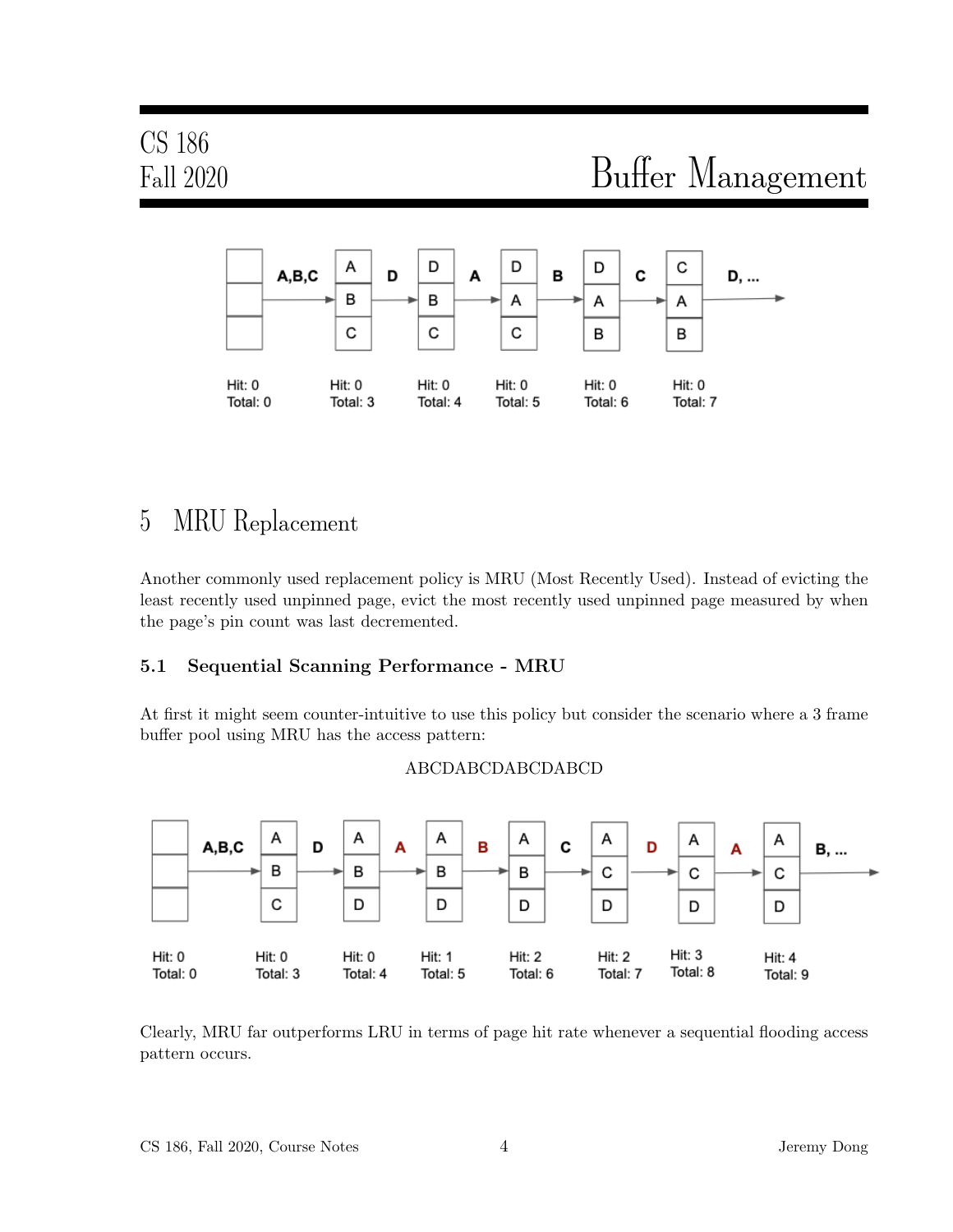A,B,C
D
A
B
C
D, ...

Hit: 0
Total: 0

Hit: 0
Total: 3

Hit: 0
Total: 4

Hit: 0
Total: 5

Hit: 0
Total: 6

Hit: 0
Total: 7

## 5 MRU Replacement

Another commonly used replacement policy is MRU (Most Recently Used). Instead of evicting the least recently used unpinned page, evict the most recently used unpinned page measured by when the page's pin count was last decremented.

### 5.1 Sequential Scanning Performance - MRU

At first it might seem counter-intuitive to use this policy but consider the scenario where a 3 frame buffer pool using MRU has the access pattern:

ABCDABCDABCDABCD

A,B,C
D
A
B
C
D
A
B, ...

Hit: 0
Total: 0

Hit: 0
Total: 3

Hit: 0
Total: 4

Hit: 1
Total: 5

Hit: 2
Total: 6

Hit: 2
Total: 7

Hit: 3
Total: 8

Hit: 4
Total: 9

Clearly, MRU far outperforms LRU in terms of page hit rate whenever a sequential flooding access pattern occurs.